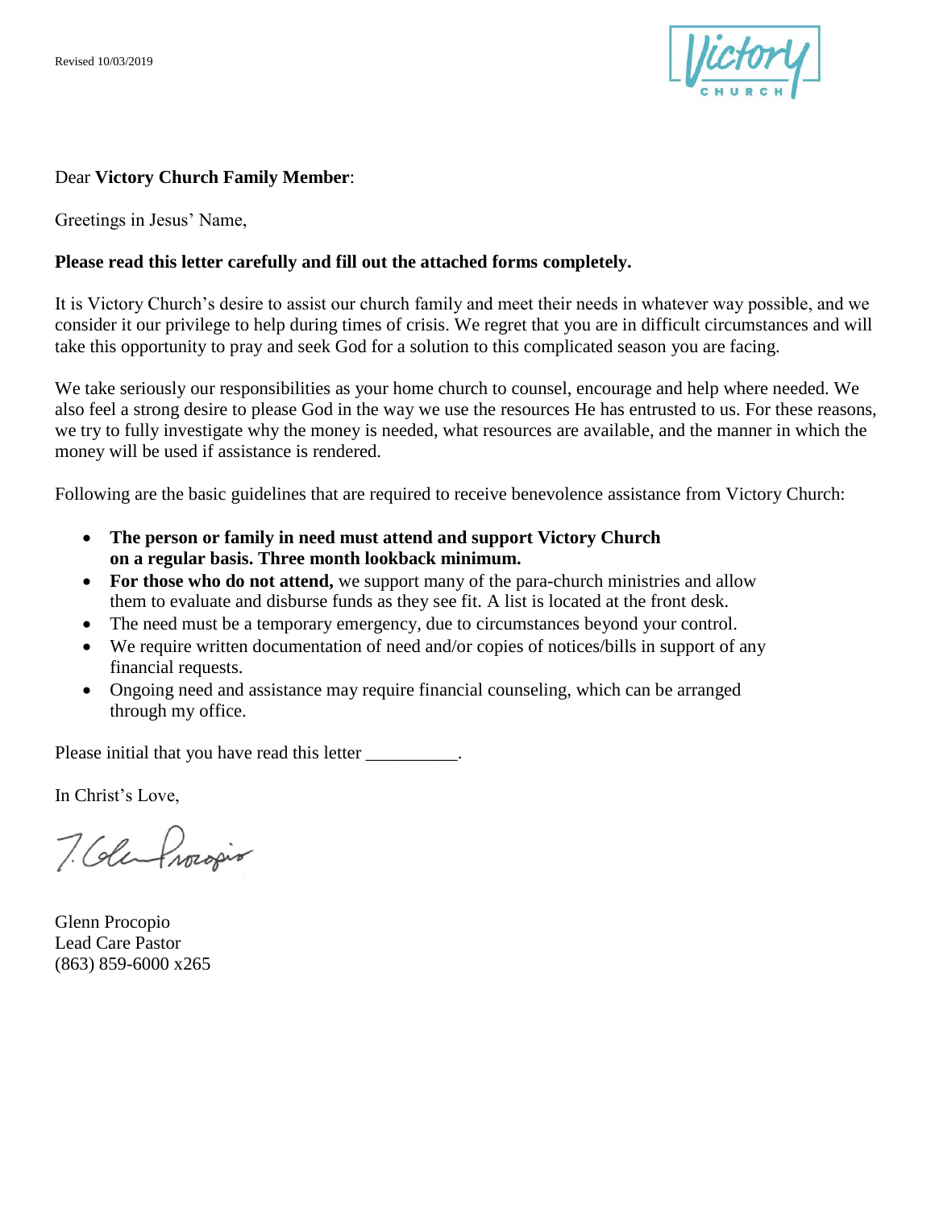Revised 10/03/2019

Victory CHURCH

Dear **Victory Church Family Member**:

Greetings in Jesus' Name,

**Please read this letter carefully and fill out the attached forms completely.**

It is Victory Church's desire to assist our church family and meet their needs in whatever way possible, and we consider it our privilege to help during times of crisis. We regret that you are in difficult circumstances and will take this opportunity to pray and seek God for a solution to this complicated season you are facing.

We take seriously our responsibilities as your home church to counsel, encourage and help where needed. We also feel a strong desire to please God in the way we use the resources He has entrusted to us. For these reasons, we try to fully investigate why the money is needed, what resources are available, and the manner in which the money will be used if assistance is rendered.

Following are the basic guidelines that are required to receive benevolence assistance from Victory Church:

- **The person or family in need must attend and support Victory Church on a regular basis. Three month lookback minimum.**
- **For those who do not attend,** we support many of the para-church ministries and allow them to evaluate and disburse funds as they see fit. A list is located at the front desk.
- The need must be a temporary emergency, due to circumstances beyond your control.
- We require written documentation of need and/or copies of notices/bills in support of any financial requests.
- Ongoing need and assistance may require financial counseling, which can be arranged through my office.

Please initial that you have read this letter __________.

In Christ's Love,

Glenn Procopio
Lead Care Pastor
(863) 859-6000 x265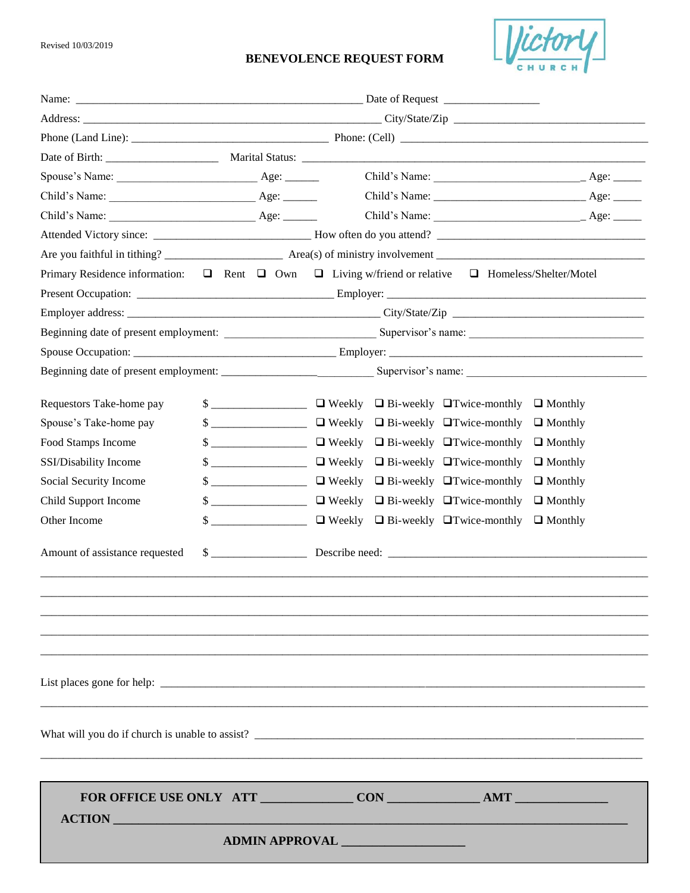Revised 10/03/2019

# BENEVOLENCE REQUEST FORM

Name: ______________________________________________ Date of Request _______________

Address: ________________________________________________ City/State/Zip ______________________________

Phone (Land Line): ________________________________ Phone: (Cell) ________________________________________

Date of Birth: __________________ Marital Status: ____________________________________________________

Spouse's Name: ______________________ Age: ______ Child's Name: ________________________ Age: _____

Child's Name: ______________________ Age: ______ Child's Name: ________________________ Age: _____

Child's Name: ______________________ Age: ______ Child's Name: ________________________ Age: _____

Attended Victory since: _________________________ How often do you attend? ________________________________

Are you faithful in tithing? ___________________ Area(s) of ministry involvement ______________________________

Primary Residence information: ❑ Rent ❑ Own ❑ Living w/friend or relative ❑ Homeless/Shelter/Motel

Present Occupation: ________________________________ Employer: __________________________________________

Employer address: ________________________________________ City/State/Zip ______________________________

Beginning date of present employment: _________________________ Supervisor's name: ___________________________

Spouse Occupation: ________________________________ Employer: __________________________________________

Beginning date of present employment: __________________________ Supervisor's name: ___________________________

| | | | | | |
|---|---|---|---|---|---|
| Requestors Take-home pay | $ _______________ | ❑ Weekly | ❑ Bi-weekly | ❑ Twice-monthly | ❑ Monthly |
| Spouse's Take-home pay | $ _______________ | ❑ Weekly | ❑ Bi-weekly | ❑ Twice-monthly | ❑ Monthly |
| Food Stamps Income | $ _______________ | ❑ Weekly | ❑ Bi-weekly | ❑ Twice-monthly | ❑ Monthly |
| SSI/Disability Income | $ _______________ | ❑ Weekly | ❑ Bi-weekly | ❑ Twice-monthly | ❑ Monthly |
| Social Security Income | $ _______________ | ❑ Weekly | ❑ Bi-weekly | ❑ Twice-monthly | ❑ Monthly |
| Child Support Income | $ _______________ | ❑ Weekly | ❑ Bi-weekly | ❑ Twice-monthly | ❑ Monthly |
| Other Income | $ _______________ | ❑ Weekly | ❑ Bi-weekly | ❑ Twice-monthly | ❑ Monthly |

Amount of assistance requested $ _______________ Describe need: ___________________________________________

_____________________________________________________________________________________________

_____________________________________________________________________________________________

_____________________________________________________________________________________________

_____________________________________________________________________________________________

_____________________________________________________________________________________________

List places gone for help: ______________________________________________________________________

_____________________________________________________________________________________________

What will you do if church is unable to assist? ___________________________________________________

_____________________________________________________________________________________________

**FOR OFFICE USE ONLY ATT _____________ CON _____________ AMT _____________**

**ACTION ___________________________________________________________________________**

**ADMIN APPROVAL __________________**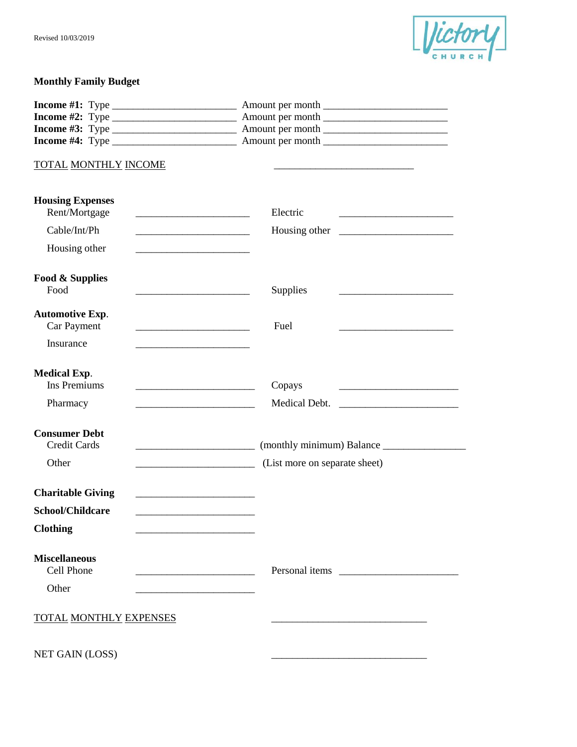Revised 10/03/2019

**Monthly Family Budget**

**Income #1:** Type ______________________ Amount per month ______________________
**Income #2:** Type ______________________ Amount per month ______________________
**Income #3:** Type ______________________ Amount per month ______________________
**Income #4:** Type ______________________ Amount per month ______________________

TOTAL MONTHLY INCOME ___________________________

**Housing Expenses**

Rent/Mortgage ______________________ Electric ______________________

Cable/Int/Ph ______________________ Housing other ______________________

Housing other ______________________

**Food & Supplies**

Food ______________________ Supplies ______________________

**Automotive Exp.**

Car Payment ______________________ Fuel ______________________

Insurance ______________________

**Medical Exp.**

Ins Premiums ______________________ Copays ______________________

Pharmacy ______________________ Medical Debt. ______________________

**Consumer Debt**

Credit Cards ______________________ (monthly minimum) Balance _______________

Other ______________________ (List more on separate sheet)

**Charitable Giving** ______________________

**School/Childcare** ______________________

**Clothing** ______________________

**Miscellaneous**

Cell Phone ______________________ Personal items ______________________

Other ______________________

TOTAL MONTHLY EXPENSES ______________________________

NET GAIN (LOSS) ______________________________